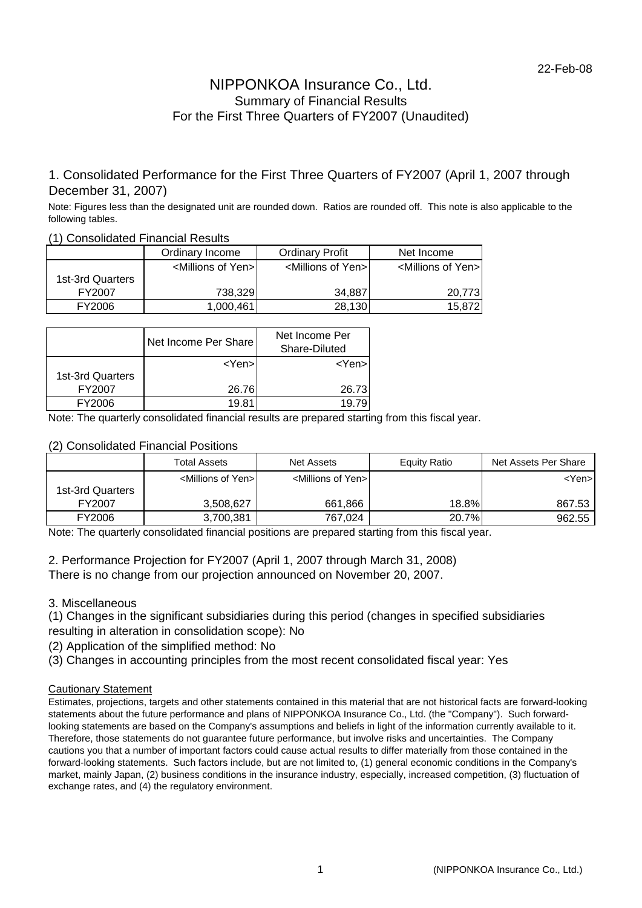22-Feb-08

# NIPPONKOA Insurance Co., Ltd.
## Summary of Financial Results
## For the First Three Quarters of FY2007 (Unaudited)

### 1. Consolidated Performance for the First Three Quarters of FY2007 (April 1, 2007 through December 31, 2007)

Note: Figures less than the designated unit are rounded down. Ratios are rounded off. This note is also applicable to the following tables.

(1) Consolidated Financial Results

| | Ordinary Income | Ordinary Profit | Net Income |
|---|---|---|---|
| | <Millions of Yen> | <Millions of Yen> | <Millions of Yen> |
| 1st-3rd Quarters FY2007 | 738,329 | 34,887 | 20,773 |
| FY2006 | 1,000,461 | 28,130 | 15,872 |

| | Net Income Per Share | Net Income Per Share-Diluted |
|---|---|---|
| | <Yen> | <Yen> |
| 1st-3rd Quarters FY2007 | 26.76 | 26.73 |
| FY2006 | 19.81 | 19.79 |

Note: The quarterly consolidated financial results are prepared starting from this fiscal year.

(2) Consolidated Financial Positions

| | Total Assets | Net Assets | Equity Ratio | Net Assets Per Share |
|---|---|---|---|---|
| | <Millions of Yen> | <Millions of Yen> | | <Yen> |
| 1st-3rd Quarters FY2007 | 3,508,627 | 661,866 | 18.8% | 867.53 |
| FY2006 | 3,700,381 | 767,024 | 20.7% | 962.55 |

Note: The quarterly consolidated financial positions are prepared starting from this fiscal year.

### 2. Performance Projection for FY2007 (April 1, 2007 through March 31, 2008)

There is no change from our projection announced on November 20, 2007.

### 3. Miscellaneous

(1) Changes in the significant subsidiaries during this period (changes in specified subsidiaries resulting in alteration in consolidation scope): No

(2) Application of the simplified method: No

(3) Changes in accounting principles from the most recent consolidated fiscal year: Yes

Cautionary Statement

Estimates, projections, targets and other statements contained in this material that are not historical facts are forward-looking statements about the future performance and plans of NIPPONKOA Insurance Co., Ltd. (the "Company"). Such forward-looking statements are based on the Company's assumptions and beliefs in light of the information currently available to it. Therefore, those statements do not guarantee future performance, but involve risks and uncertainties. The Company cautions you that a number of important factors could cause actual results to differ materially from those contained in the forward-looking statements. Such factors include, but are not limited to, (1) general economic conditions in the Company's market, mainly Japan, (2) business conditions in the insurance industry, especially, increased competition, (3) fluctuation of exchange rates, and (4) the regulatory environment.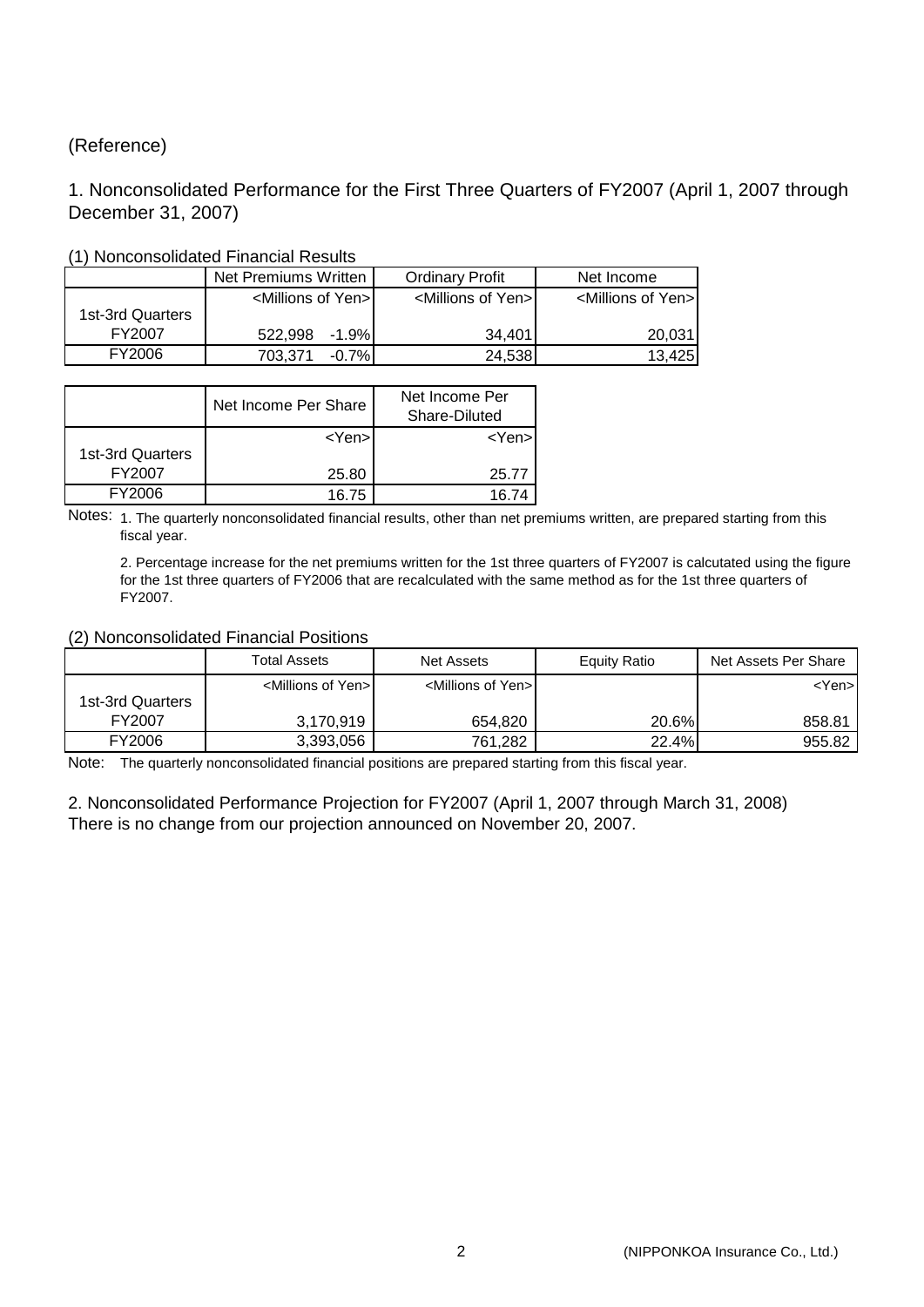(Reference)

## 1. Nonconsolidated Performance for the First Three Quarters of FY2007 (April 1, 2007 through December 31, 2007)

### (1) Nonconsolidated Financial Results

| | Net Premiums Written | | Ordinary Profit | Net Income |
|---|---|---|---|---|
| | <Millions of Yen> | | <Millions of Yen> | <Millions of Yen> |
| 1st-3rd Quarters FY2007 | 522,998 | -1.9% | 34,401 | 20,031 |
| FY2006 | 703,371 | -0.7% | 24,538 | 13,425 |

| | Net Income Per Share | Net Income Per Share-Diluted |
|---|---|---|
| | <Yen> | <Yen> |
| 1st-3rd Quarters FY2007 | 25.80 | 25.77 |
| FY2006 | 16.75 | 16.74 |

Notes: 1. The quarterly nonconsolidated financial results, other than net premiums written, are prepared starting from this fiscal year.

2. Percentage increase for the net premiums written for the 1st three quarters of FY2007 is calcutated using the figure for the 1st three quarters of FY2006 that are recalculated with the same method as for the 1st three quarters of FY2007.

### (2) Nonconsolidated Financial Positions

| | Total Assets | Net Assets | Equity Ratio | Net Assets Per Share |
|---|---|---|---|---|
| | <Millions of Yen> | <Millions of Yen> | | <Yen> |
| 1st-3rd Quarters FY2007 | 3,170,919 | 654,820 | 20.6% | 858.81 |
| FY2006 | 3,393,056 | 761,282 | 22.4% | 955.82 |

Note: The quarterly nonconsolidated financial positions are prepared starting from this fiscal year.

## 2. Nonconsolidated Performance Projection for FY2007 (April 1, 2007 through March 31, 2008)

There is no change from our projection announced on November 20, 2007.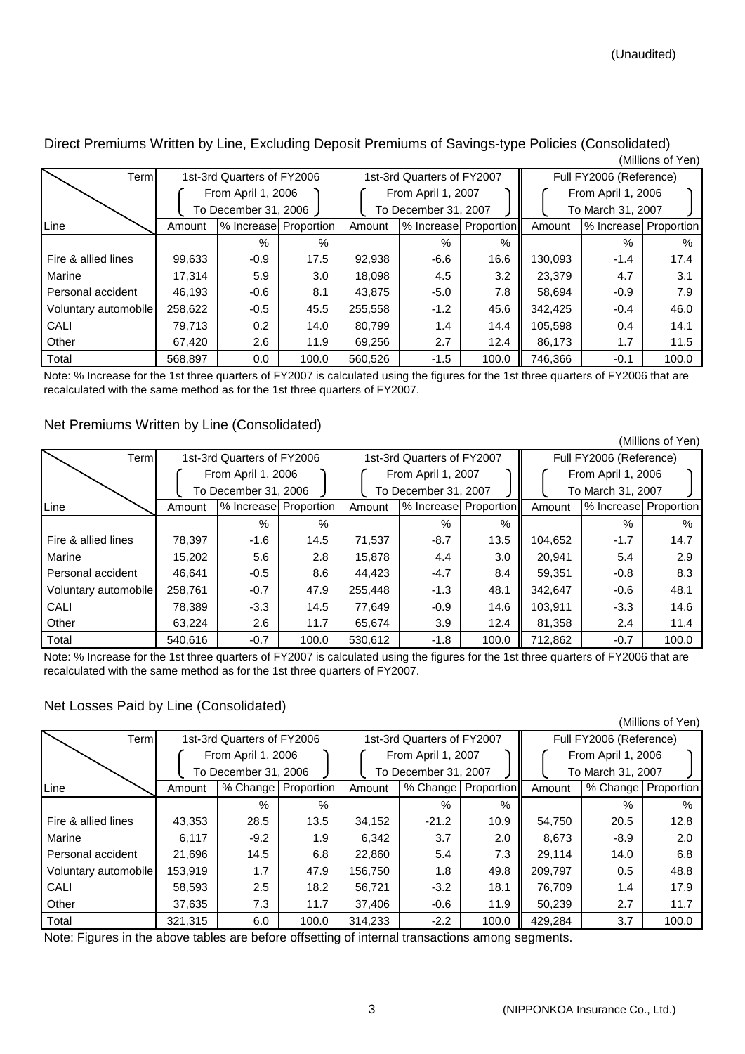(Unaudited)

## Direct Premiums Written by Line, Excluding Deposit Premiums of Savings-type Policies (Consolidated)

(Millions of Yen)

| Term | 1st-3rd Quarters of FY2006 (From April 1, 2006 To December 31, 2006) | | | 1st-3rd Quarters of FY2007 (From April 1, 2007 To December 31, 2007) | | | Full FY2006 (Reference) (From April 1, 2006 To March 31, 2007) | | |
|---|---|---|---|---|---|---|---|---|---|
| Line | Amount | % Increase | Proportion | Amount | % Increase | Proportion | Amount | % Increase | Proportion |
| | | % | % | | % | % | | % | % |
| Fire & allied lines | 99,633 | -0.9 | 17.5 | 92,938 | -6.6 | 16.6 | 130,093 | -1.4 | 17.4 |
| Marine | 17,314 | 5.9 | 3.0 | 18,098 | 4.5 | 3.2 | 23,379 | 4.7 | 3.1 |
| Personal accident | 46,193 | -0.6 | 8.1 | 43,875 | -5.0 | 7.8 | 58,694 | -0.9 | 7.9 |
| Voluntary automobile | 258,622 | -0.5 | 45.5 | 255,558 | -1.2 | 45.6 | 342,425 | -0.4 | 46.0 |
| CALI | 79,713 | 0.2 | 14.0 | 80,799 | 1.4 | 14.4 | 105,598 | 0.4 | 14.1 |
| Other | 67,420 | 2.6 | 11.9 | 69,256 | 2.7 | 12.4 | 86,173 | 1.7 | 11.5 |
| Total | 568,897 | 0.0 | 100.0 | 560,526 | -1.5 | 100.0 | 746,366 | -0.1 | 100.0 |

Note: % Increase for the 1st three quarters of FY2007 is calculated using the figures for the 1st three quarters of FY2006 that are recalculated with the same method as for the 1st three quarters of FY2007.

## Net Premiums Written by Line (Consolidated)

(Millions of Yen)

| Term | 1st-3rd Quarters of FY2006 (From April 1, 2006 To December 31, 2006) | | | 1st-3rd Quarters of FY2007 (From April 1, 2007 To December 31, 2007) | | | Full FY2006 (Reference) (From April 1, 2006 To March 31, 2007) | | |
|---|---|---|---|---|---|---|---|---|---|
| Line | Amount | % Increase | Proportion | Amount | % Increase | Proportion | Amount | % Increase | Proportion |
| | | % | % | | % | % | | % | % |
| Fire & allied lines | 78,397 | -1.6 | 14.5 | 71,537 | -8.7 | 13.5 | 104,652 | -1.7 | 14.7 |
| Marine | 15,202 | 5.6 | 2.8 | 15,878 | 4.4 | 3.0 | 20,941 | 5.4 | 2.9 |
| Personal accident | 46,641 | -0.5 | 8.6 | 44,423 | -4.7 | 8.4 | 59,351 | -0.8 | 8.3 |
| Voluntary automobile | 258,761 | -0.7 | 47.9 | 255,448 | -1.3 | 48.1 | 342,647 | -0.6 | 48.1 |
| CALI | 78,389 | -3.3 | 14.5 | 77,649 | -0.9 | 14.6 | 103,911 | -3.3 | 14.6 |
| Other | 63,224 | 2.6 | 11.7 | 65,674 | 3.9 | 12.4 | 81,358 | 2.4 | 11.4 |
| Total | 540,616 | -0.7 | 100.0 | 530,612 | -1.8 | 100.0 | 712,862 | -0.7 | 100.0 |

Note: % Increase for the 1st three quarters of FY2007 is calculated using the figures for the 1st three quarters of FY2006 that are recalculated with the same method as for the 1st three quarters of FY2007.

## Net Losses Paid by Line (Consolidated)

(Millions of Yen)

| Term | 1st-3rd Quarters of FY2006 (From April 1, 2006 To December 31, 2006) | | | 1st-3rd Quarters of FY2007 (From April 1, 2007 To December 31, 2007) | | | Full FY2006 (Reference) (From April 1, 2006 To March 31, 2007) | | |
|---|---|---|---|---|---|---|---|---|---|
| Line | Amount | % Change | Proportion | Amount | % Change | Proportion | Amount | % Change | Proportion |
| | | % | % | | % | % | | % | % |
| Fire & allied lines | 43,353 | 28.5 | 13.5 | 34,152 | -21.2 | 10.9 | 54,750 | 20.5 | 12.8 |
| Marine | 6,117 | -9.2 | 1.9 | 6,342 | 3.7 | 2.0 | 8,673 | -8.9 | 2.0 |
| Personal accident | 21,696 | 14.5 | 6.8 | 22,860 | 5.4 | 7.3 | 29,114 | 14.0 | 6.8 |
| Voluntary automobile | 153,919 | 1.7 | 47.9 | 156,750 | 1.8 | 49.8 | 209,797 | 0.5 | 48.8 |
| CALI | 58,593 | 2.5 | 18.2 | 56,721 | -3.2 | 18.1 | 76,709 | 1.4 | 17.9 |
| Other | 37,635 | 7.3 | 11.7 | 37,406 | -0.6 | 11.9 | 50,239 | 2.7 | 11.7 |
| Total | 321,315 | 6.0 | 100.0 | 314,233 | -2.2 | 100.0 | 429,284 | 3.7 | 100.0 |

Note: Figures in the above tables are before offsetting of internal transactions among segments.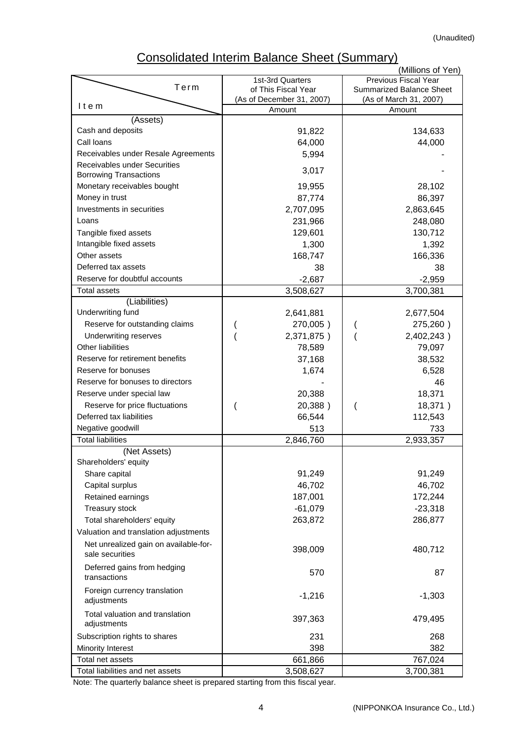(Unaudited)

# Consolidated Interim Balance Sheet (Summary)

(Millions of Yen)

| Item / Term | 1st-3rd Quarters of This Fiscal Year (As of December 31, 2007) Amount | Previous Fiscal Year Summarized Balance Sheet (As of March 31, 2007) Amount |
|---|---|---|
| (Assets) | | |
| Cash and deposits | 91,822 | 134,633 |
| Call loans | 64,000 | 44,000 |
| Receivables under Resale Agreements | 5,994 | - |
| Receivables under Securities Borrowing Transactions | 3,017 | - |
| Monetary receivables bought | 19,955 | 28,102 |
| Money in trust | 87,774 | 86,397 |
| Investments in securities | 2,707,095 | 2,863,645 |
| Loans | 231,966 | 248,080 |
| Tangible fixed assets | 129,601 | 130,712 |
| Intangible fixed assets | 1,300 | 1,392 |
| Other assets | 168,747 | 166,336 |
| Deferred tax assets | 38 | 38 |
| Reserve for doubtful accounts | -2,687 | -2,959 |
| Total assets | 3,508,627 | 3,700,381 |
| (Liabilities) | | |
| Underwriting fund | 2,641,881 | 2,677,504 |
| Reserve for outstanding claims | ( 270,005 ) | ( 275,260 ) |
| Underwriting reserves | ( 2,371,875 ) | ( 2,402,243 ) |
| Other liabilities | 78,589 | 79,097 |
| Reserve for retirement benefits | 37,168 | 38,532 |
| Reserve for bonuses | 1,674 | 6,528 |
| Reserve for bonuses to directors | - | 46 |
| Reserve under special law | 20,388 | 18,371 |
| Reserve for price fluctuations | ( 20,388 ) | ( 18,371 ) |
| Deferred tax liabilities | 66,544 | 112,543 |
| Negative goodwill | 513 | 733 |
| Total liabilities | 2,846,760 | 2,933,357 |
| (Net Assets) | | |
| Shareholders' equity | | |
| Share capital | 91,249 | 91,249 |
| Capital surplus | 46,702 | 46,702 |
| Retained earnings | 187,001 | 172,244 |
| Treasury stock | -61,079 | -23,318 |
| Total shareholders' equity | 263,872 | 286,877 |
| Valuation and translation adjustments | | |
| Net unrealized gain on available-for-sale securities | 398,009 | 480,712 |
| Deferred gains from hedging transactions | 570 | 87 |
| Foreign currency translation adjustments | -1,216 | -1,303 |
| Total valuation and translation adjustments | 397,363 | 479,495 |
| Subscription rights to shares | 231 | 268 |
| Minority Interest | 398 | 382 |
| Total net assets | 661,866 | 767,024 |
| Total liabilities and net assets | 3,508,627 | 3,700,381 |

Note: The quarterly balance sheet is prepared starting from this fiscal year.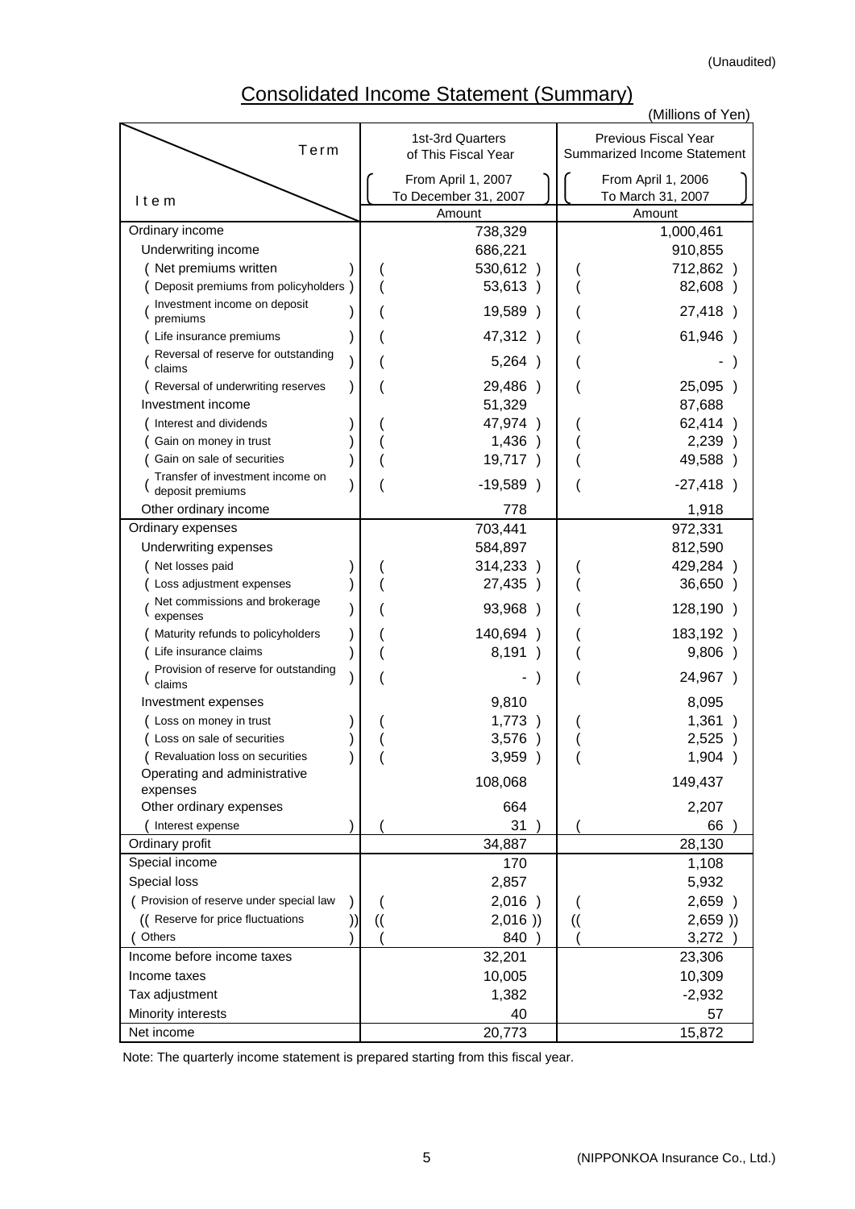(Unaudited)

# Consolidated Income Statement (Summary)

(Millions of Yen)

| Item \ Term | 1st-3rd Quarters of This Fiscal Year (From April 1, 2007 To December 31, 2007) Amount | Previous Fiscal Year Summarized Income Statement (From April 1, 2006 To March 31, 2007) Amount |
|---|---|---|
| Ordinary income | 738,329 | 1,000,461 |
| Underwriting income | 686,221 | 910,855 |
| ( Net premiums written ) | ( 530,612 ) | ( 712,862 ) |
| ( Deposit premiums from policyholders ) | ( 53,613 ) | ( 82,608 ) |
| ( Investment income on deposit premiums ) | ( 19,589 ) | ( 27,418 ) |
| ( Life insurance premiums ) | ( 47,312 ) | ( 61,946 ) |
| ( Reversal of reserve for outstanding claims ) | ( 5,264 ) | ( - ) |
| ( Reversal of underwriting reserves ) | ( 29,486 ) | ( 25,095 ) |
| Investment income | 51,329 | 87,688 |
| ( Interest and dividends ) | ( 47,974 ) | ( 62,414 ) |
| ( Gain on money in trust ) | ( 1,436 ) | ( 2,239 ) |
| ( Gain on sale of securities ) | ( 19,717 ) | ( 49,588 ) |
| ( Transfer of investment income on deposit premiums ) | ( -19,589 ) | ( -27,418 ) |
| Other ordinary income | 778 | 1,918 |
| Ordinary expenses | 703,441 | 972,331 |
| Underwriting expenses | 584,897 | 812,590 |
| ( Net losses paid ) | ( 314,233 ) | ( 429,284 ) |
| ( Loss adjustment expenses ) | ( 27,435 ) | ( 36,650 ) |
| ( Net commissions and brokerage expenses ) | ( 93,968 ) | ( 128,190 ) |
| ( Maturity refunds to policyholders ) | ( 140,694 ) | ( 183,192 ) |
| ( Life insurance claims ) | ( 8,191 ) | ( 9,806 ) |
| ( Provision of reserve for outstanding claims ) | ( - ) | ( 24,967 ) |
| Investment expenses | 9,810 | 8,095 |
| ( Loss on money in trust ) | ( 1,773 ) | ( 1,361 ) |
| ( Loss on sale of securities ) | ( 3,576 ) | ( 2,525 ) |
| ( Revaluation loss on securities ) | ( 3,959 ) | ( 1,904 ) |
| Operating and administrative expenses | 108,068 | 149,437 |
| Other ordinary expenses | 664 | 2,207 |
| ( Interest expense ) | ( 31 ) | ( 66 ) |
| Ordinary profit | 34,887 | 28,130 |
| Special income | 170 | 1,108 |
| Special loss | 2,857 | 5,932 |
| ( Provision of reserve under special law ) | ( 2,016 ) | ( 2,659 ) |
| (( Reserve for price fluctuations )) | (( 2,016 )) | (( 2,659 )) |
| ( Others ) | ( 840 ) | ( 3,272 ) |
| Income before income taxes | 32,201 | 23,306 |
| Income taxes | 10,005 | 10,309 |
| Tax adjustment | 1,382 | -2,932 |
| Minority interests | 40 | 57 |
| Net income | 20,773 | 15,872 |

Note: The quarterly income statement is prepared starting from this fiscal year.

(NIPPONKOA Insurance Co., Ltd.)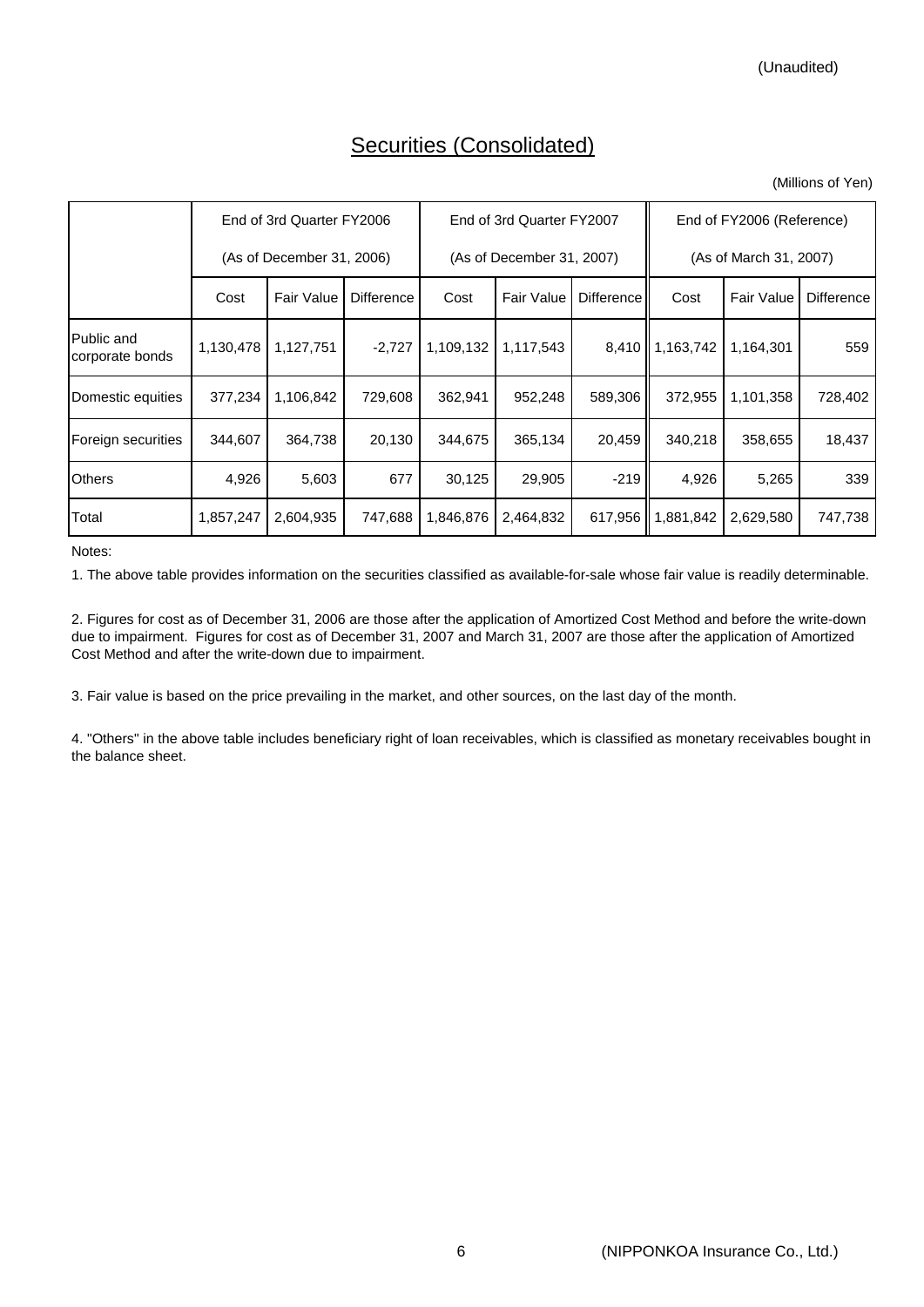(Unaudited)

# Securities (Consolidated)

(Millions of Yen)

| | End of 3rd Quarter FY2006 (As of December 31, 2006) | | | End of 3rd Quarter FY2007 (As of December 31, 2007) | | | End of FY2006 (Reference) (As of March 31, 2007) | | |
|---|---|---|---|---|---|---|---|---|---|
| | Cost | Fair Value | Difference | Cost | Fair Value | Difference | Cost | Fair Value | Difference |
| Public and corporate bonds | 1,130,478 | 1,127,751 | -2,727 | 1,109,132 | 1,117,543 | 8,410 | 1,163,742 | 1,164,301 | 559 |
| Domestic equities | 377,234 | 1,106,842 | 729,608 | 362,941 | 952,248 | 589,306 | 372,955 | 1,101,358 | 728,402 |
| Foreign securities | 344,607 | 364,738 | 20,130 | 344,675 | 365,134 | 20,459 | 340,218 | 358,655 | 18,437 |
| Others | 4,926 | 5,603 | 677 | 30,125 | 29,905 | -219 | 4,926 | 5,265 | 339 |
| Total | 1,857,247 | 2,604,935 | 747,688 | 1,846,876 | 2,464,832 | 617,956 | 1,881,842 | 2,629,580 | 747,738 |

Notes:

1. The above table provides information on the securities classified as available-for-sale whose fair value is readily determinable.

2. Figures for cost as of December 31, 2006 are those after the application of Amortized Cost Method and before the write-down due to impairment. Figures for cost as of December 31, 2007 and March 31, 2007 are those after the application of Amortized Cost Method and after the write-down due to impairment.

3. Fair value is based on the price prevailing in the market, and other sources, on the last day of the month.

4. "Others" in the above table includes beneficiary right of loan receivables, which is classified as monetary receivables bought in the balance sheet.

(NIPPONKOA Insurance Co., Ltd.)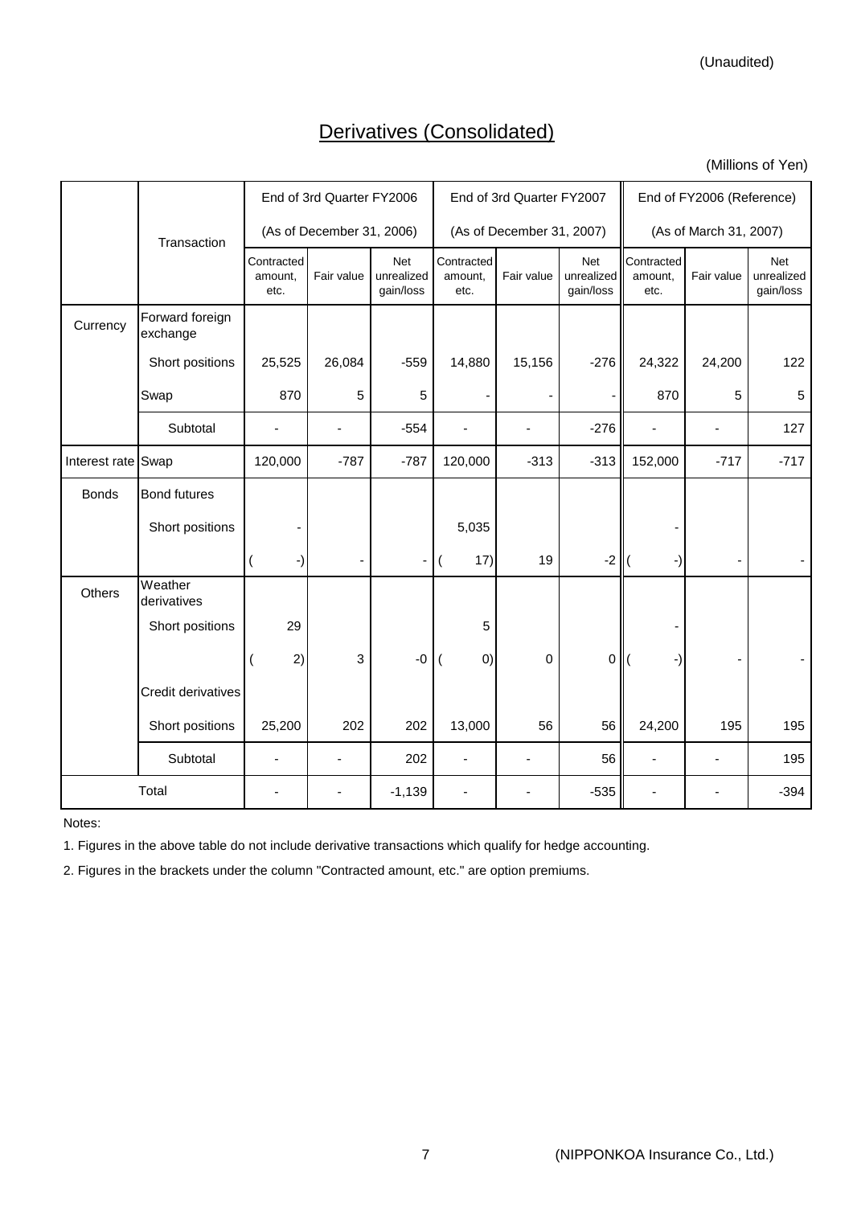(Unaudited)

# Derivatives (Consolidated)

(Millions of Yen)

| | Transaction | End of 3rd Quarter FY2006 (As of December 31, 2006) | | | End of 3rd Quarter FY2007 (As of December 31, 2007) | | | End of FY2006 (Reference) (As of March 31, 2007) | | |
|---|---|---|---|---|---|---|---|---|---|---|
| | | Contracted amount, etc. | Fair value | Net unrealized gain/loss | Contracted amount, etc. | Fair value | Net unrealized gain/loss | Contracted amount, etc. | Fair value | Net unrealized gain/loss |
| Currency | Forward foreign exchange | | | | | | | | | |
| | Short positions | 25,525 | 26,084 | -559 | 14,880 | 15,156 | -276 | 24,322 | 24,200 | 122 |
| | Swap | 870 | 5 | 5 | - | - | - | 870 | 5 | 5 |
| | Subtotal | - | - | -554 | - | - | -276 | - | - | 127 |
| Interest rate | Swap | 120,000 | -787 | -787 | 120,000 | -313 | -313 | 152,000 | -717 | -717 |
| Bonds | Bond futures | | | | | | | | | |
| | Short positions | - | | | 5,035 | | | - | | |
| | | ( -) | - | - | ( 17) | 19 | -2 | ( -) | - | - |
| Others | Weather derivatives | | | | | | | | | |
| | Short positions | 29 | | | 5 | | | - | | |
| | | ( 2) | 3 | -0 | ( 0) | 0 | 0 | ( -) | - | - |
| | Credit derivatives | | | | | | | | | |
| | Short positions | 25,200 | 202 | 202 | 13,000 | 56 | 56 | 24,200 | 195 | 195 |
| | Subtotal | - | - | 202 | - | - | 56 | - | - | 195 |
| Total | | - | - | -1,139 | - | - | -535 | - | - | -394 |

Notes:

1. Figures in the above table do not include derivative transactions which qualify for hedge accounting.

2. Figures in the brackets under the column "Contracted amount, etc." are option premiums.

(NIPPONKOA Insurance Co., Ltd.)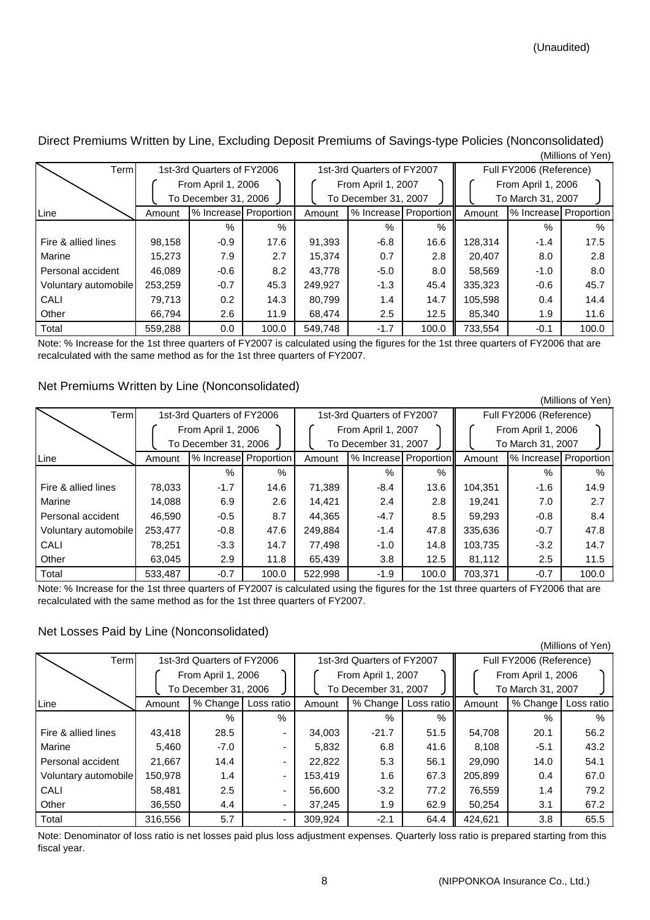(Unaudited)

## Direct Premiums Written by Line, Excluding Deposit Premiums of Savings-type Policies (Nonconsolidated)

(Millions of Yen)

| Term | 1st-3rd Quarters of FY2006 | | | 1st-3rd Quarters of FY2007 | | | Full FY2006 (Reference) | | |
|---|---|---|---|---|---|---|---|---|---|
| | From April 1, 2006 To December 31, 2006 | | | From April 1, 2007 To December 31, 2007 | | | From April 1, 2006 To March 31, 2007 | | |
| Line | Amount | % Increase | Proportion | Amount | % Increase | Proportion | Amount | % Increase | Proportion |
| | | % | % | | % | % | | % | % |
| Fire & allied lines | 98,158 | -0.9 | 17.6 | 91,393 | -6.8 | 16.6 | 128,314 | -1.4 | 17.5 |
| Marine | 15,273 | 7.9 | 2.7 | 15,374 | 0.7 | 2.8 | 20,407 | 8.0 | 2.8 |
| Personal accident | 46,089 | -0.6 | 8.2 | 43,778 | -5.0 | 8.0 | 58,569 | -1.0 | 8.0 |
| Voluntary automobile | 253,259 | -0.7 | 45.3 | 249,927 | -1.3 | 45.4 | 335,323 | -0.6 | 45.7 |
| CALI | 79,713 | 0.2 | 14.3 | 80,799 | 1.4 | 14.7 | 105,598 | 0.4 | 14.4 |
| Other | 66,794 | 2.6 | 11.9 | 68,474 | 2.5 | 12.5 | 85,340 | 1.9 | 11.6 |
| Total | 559,288 | 0.0 | 100.0 | 549,748 | -1.7 | 100.0 | 733,554 | -0.1 | 100.0 |

Note: % Increase for the 1st three quarters of FY2007 is calculated using the figures for the 1st three quarters of FY2006 that are recalculated with the same method as for the 1st three quarters of FY2007.

## Net Premiums Written by Line (Nonconsolidated)

(Millions of Yen)

| Term | 1st-3rd Quarters of FY2006 | | | 1st-3rd Quarters of FY2007 | | | Full FY2006 (Reference) | | |
|---|---|---|---|---|---|---|---|---|---|
| | From April 1, 2006 To December 31, 2006 | | | From April 1, 2007 To December 31, 2007 | | | From April 1, 2006 To March 31, 2007 | | |
| Line | Amount | % Increase | Proportion | Amount | % Increase | Proportion | Amount | % Increase | Proportion |
| | | % | % | | % | % | | % | % |
| Fire & allied lines | 78,033 | -1.7 | 14.6 | 71,389 | -8.4 | 13.6 | 104,351 | -1.6 | 14.9 |
| Marine | 14,088 | 6.9 | 2.6 | 14,421 | 2.4 | 2.8 | 19,241 | 7.0 | 2.7 |
| Personal accident | 46,590 | -0.5 | 8.7 | 44,365 | -4.7 | 8.5 | 59,293 | -0.8 | 8.4 |
| Voluntary automobile | 253,477 | -0.8 | 47.6 | 249,884 | -1.4 | 47.8 | 335,636 | -0.7 | 47.8 |
| CALI | 78,251 | -3.3 | 14.7 | 77,498 | -1.0 | 14.8 | 103,735 | -3.2 | 14.7 |
| Other | 63,045 | 2.9 | 11.8 | 65,439 | 3.8 | 12.5 | 81,112 | 2.5 | 11.5 |
| Total | 533,487 | -0.7 | 100.0 | 522,998 | -1.9 | 100.0 | 703,371 | -0.7 | 100.0 |

Note: % Increase for the 1st three quarters of FY2007 is calculated using the figures for the 1st three quarters of FY2006 that are recalculated with the same method as for the 1st three quarters of FY2007.

## Net Losses Paid by Line (Nonconsolidated)

(Millions of Yen)

| Term | 1st-3rd Quarters of FY2006 | | | 1st-3rd Quarters of FY2007 | | | Full FY2006 (Reference) | | |
|---|---|---|---|---|---|---|---|---|---|
| | From April 1, 2006 To December 31, 2006 | | | From April 1, 2007 To December 31, 2007 | | | From April 1, 2006 To March 31, 2007 | | |
| Line | Amount | % Change | Loss ratio | Amount | % Change | Loss ratio | Amount | % Change | Loss ratio |
| | | % | % | | % | % | | % | % |
| Fire & allied lines | 43,418 | 28.5 | - | 34,003 | -21.7 | 51.5 | 54,708 | 20.1 | 56.2 |
| Marine | 5,460 | -7.0 | - | 5,832 | 6.8 | 41.6 | 8,108 | -5.1 | 43.2 |
| Personal accident | 21,667 | 14.4 | - | 22,822 | 5.3 | 56.1 | 29,090 | 14.0 | 54.1 |
| Voluntary automobile | 150,978 | 1.4 | - | 153,419 | 1.6 | 67.3 | 205,899 | 0.4 | 67.0 |
| CALI | 58,481 | 2.5 | - | 56,600 | -3.2 | 77.2 | 76,559 | 1.4 | 79.2 |
| Other | 36,550 | 4.4 | - | 37,245 | 1.9 | 62.9 | 50,254 | 3.1 | 67.2 |
| Total | 316,556 | 5.7 | - | 309,924 | -2.1 | 64.4 | 424,621 | 3.8 | 65.5 |

Note: Denominator of loss ratio is net losses paid plus loss adjustment expenses. Quarterly loss ratio is prepared starting from this fiscal year.

(NIPPONKOA Insurance Co., Ltd.)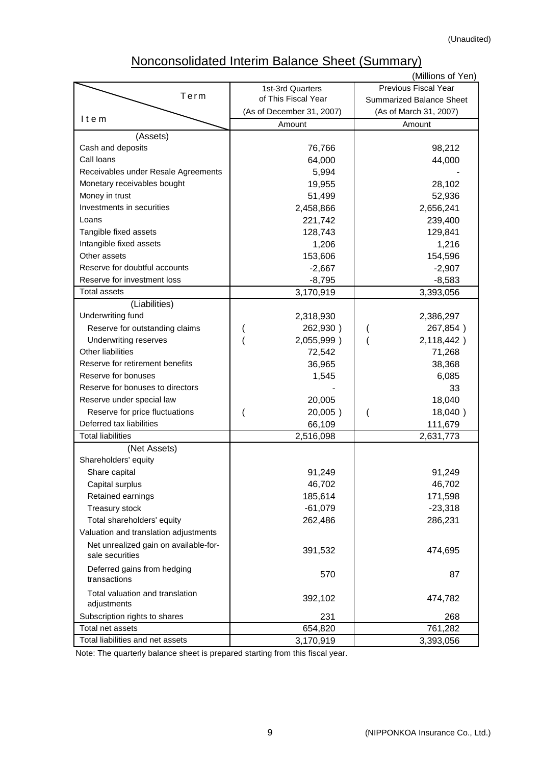(Unaudited)

# Nonconsolidated Interim Balance Sheet (Summary)

(Millions of Yen)

| Item \ Term | 1st-3rd Quarters of This Fiscal Year (As of December 31, 2007) | Previous Fiscal Year Summarized Balance Sheet (As of March 31, 2007) |
|---|---|---|
| | Amount | Amount |
| (Assets) | | |
| Cash and deposits | 76,766 | 98,212 |
| Call loans | 64,000 | 44,000 |
| Receivables under Resale Agreements | 5,994 | - |
| Monetary receivables bought | 19,955 | 28,102 |
| Money in trust | 51,499 | 52,936 |
| Investments in securities | 2,458,866 | 2,656,241 |
| Loans | 221,742 | 239,400 |
| Tangible fixed assets | 128,743 | 129,841 |
| Intangible fixed assets | 1,206 | 1,216 |
| Other assets | 153,606 | 154,596 |
| Reserve for doubtful accounts | -2,667 | -2,907 |
| Reserve for investment loss | -8,795 | -8,583 |
| Total assets | 3,170,919 | 3,393,056 |
| (Liabilities) | | |
| Underwriting fund | 2,318,930 | 2,386,297 |
| Reserve for outstanding claims | ( 262,930 ) | ( 267,854 ) |
| Underwriting reserves | ( 2,055,999 ) | ( 2,118,442 ) |
| Other liabilities | 72,542 | 71,268 |
| Reserve for retirement benefits | 36,965 | 38,368 |
| Reserve for bonuses | 1,545 | 6,085 |
| Reserve for bonuses to directors | - | 33 |
| Reserve under special law | 20,005 | 18,040 |
| Reserve for price fluctuations | ( 20,005 ) | ( 18,040 ) |
| Deferred tax liabilities | 66,109 | 111,679 |
| Total liabilities | 2,516,098 | 2,631,773 |
| (Net Assets) | | |
| Shareholders' equity | | |
| Share capital | 91,249 | 91,249 |
| Capital surplus | 46,702 | 46,702 |
| Retained earnings | 185,614 | 171,598 |
| Treasury stock | -61,079 | -23,318 |
| Total shareholders' equity | 262,486 | 286,231 |
| Valuation and translation adjustments | | |
| Net unrealized gain on available-for-sale securities | 391,532 | 474,695 |
| Deferred gains from hedging transactions | 570 | 87 |
| Total valuation and translation adjustments | 392,102 | 474,782 |
| Subscription rights to shares | 231 | 268 |
| Total net assets | 654,820 | 761,282 |
| Total liabilities and net assets | 3,170,919 | 3,393,056 |

Note: The quarterly balance sheet is prepared starting from this fiscal year.

(NIPPONKOA Insurance Co., Ltd.)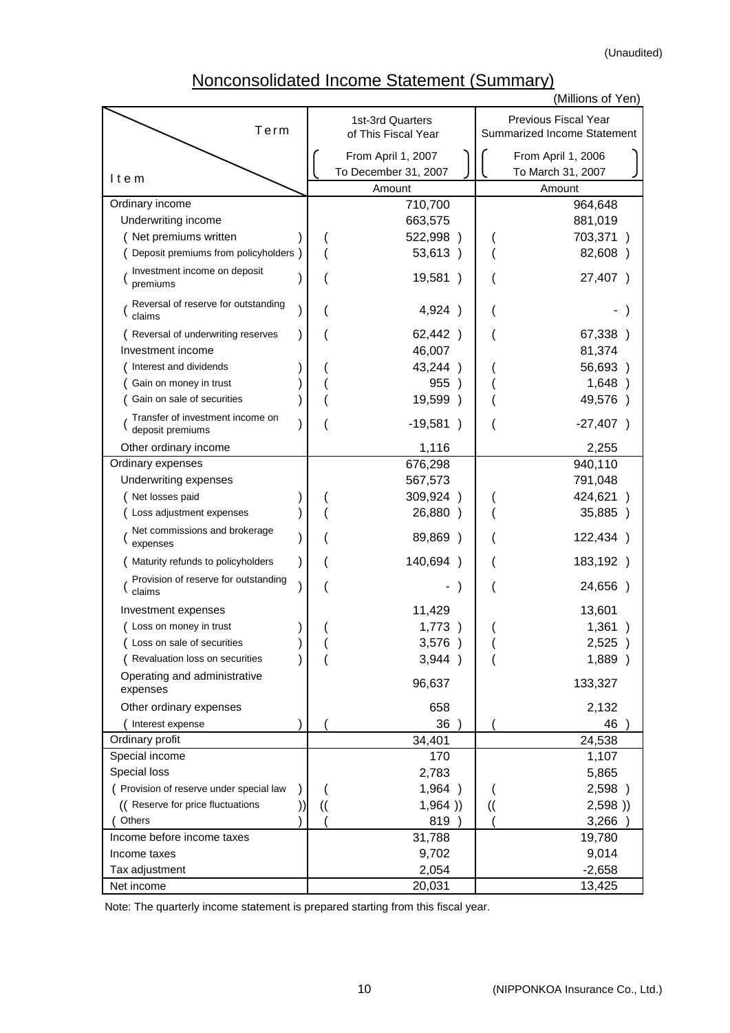(Unaudited)

# Nonconsolidated Income Statement (Summary)

(Millions of Yen)

| Item / Term | 1st-3rd Quarters of This Fiscal Year (From April 1, 2007 To December 31, 2007) Amount | Previous Fiscal Year Summarized Income Statement (From April 1, 2006 To March 31, 2007) Amount |
|---|---|---|
| Ordinary income | 710,700 | 964,648 |
| Underwriting income | 663,575 | 881,019 |
| ( Net premiums written ) | ( 522,998 ) | ( 703,371 ) |
| ( Deposit premiums from policyholders ) | ( 53,613 ) | ( 82,608 ) |
| ( Investment income on deposit premiums ) | ( 19,581 ) | ( 27,407 ) |
| ( Reversal of reserve for outstanding claims ) | ( 4,924 ) | ( - ) |
| ( Reversal of underwriting reserves ) | ( 62,442 ) | ( 67,338 ) |
| Investment income | 46,007 | 81,374 |
| ( Interest and dividends ) | ( 43,244 ) | ( 56,693 ) |
| ( Gain on money in trust ) | ( 955 ) | ( 1,648 ) |
| ( Gain on sale of securities ) | ( 19,599 ) | ( 49,576 ) |
| ( Transfer of investment income on deposit premiums ) | ( -19,581 ) | ( -27,407 ) |
| Other ordinary income | 1,116 | 2,255 |
| Ordinary expenses | 676,298 | 940,110 |
| Underwriting expenses | 567,573 | 791,048 |
| ( Net losses paid ) | ( 309,924 ) | ( 424,621 ) |
| ( Loss adjustment expenses ) | ( 26,880 ) | ( 35,885 ) |
| ( Net commissions and brokerage expenses ) | ( 89,869 ) | ( 122,434 ) |
| ( Maturity refunds to policyholders ) | ( 140,694 ) | ( 183,192 ) |
| ( Provision of reserve for outstanding claims ) | ( - ) | ( 24,656 ) |
| Investment expenses | 11,429 | 13,601 |
| ( Loss on money in trust ) | ( 1,773 ) | ( 1,361 ) |
| ( Loss on sale of securities ) | ( 3,576 ) | ( 2,525 ) |
| ( Revaluation loss on securities ) | ( 3,944 ) | ( 1,889 ) |
| Operating and administrative expenses | 96,637 | 133,327 |
| Other ordinary expenses | 658 | 2,132 |
| ( Interest expense ) | ( 36 ) | ( 46 ) |
| Ordinary profit | 34,401 | 24,538 |
| Special income | 170 | 1,107 |
| Special loss | 2,783 | 5,865 |
| ( Provision of reserve under special law ) | ( 1,964 ) | ( 2,598 ) |
| (( Reserve for price fluctuations )) | (( 1,964 )) | (( 2,598 )) |
| ( Others ) | ( 819 ) | ( 3,266 ) |
| Income before income taxes | 31,788 | 19,780 |
| Income taxes | 9,702 | 9,014 |
| Tax adjustment | 2,054 | -2,658 |
| Net income | 20,031 | 13,425 |

Note: The quarterly income statement is prepared starting from this fiscal year.

(NIPPONKOA Insurance Co., Ltd.)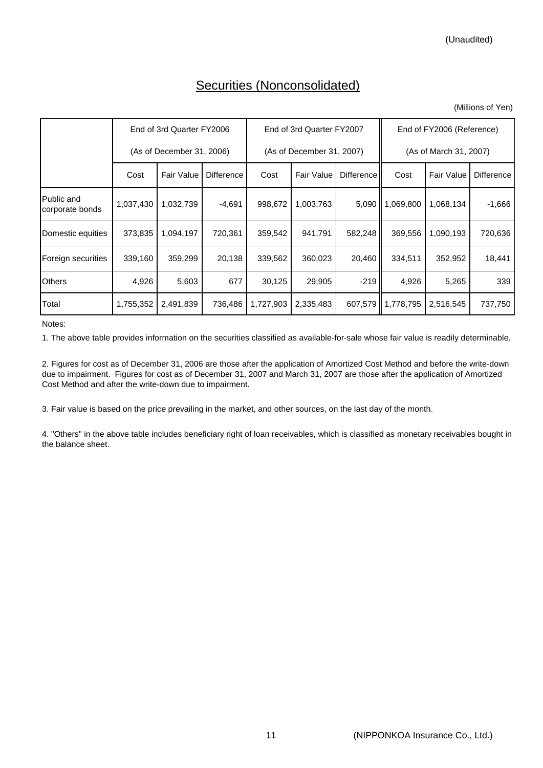(Unaudited)

# Securities (Nonconsolidated)

(Millions of Yen)

| | End of 3rd Quarter FY2006 (As of December 31, 2006) | | | End of 3rd Quarter FY2007 (As of December 31, 2007) | | | End of FY2006 (Reference) (As of March 31, 2007) | | |
|---|---|---|---|---|---|---|---|---|---|
| | Cost | Fair Value | Difference | Cost | Fair Value | Difference | Cost | Fair Value | Difference |
| Public and corporate bonds | 1,037,430 | 1,032,739 | -4,691 | 998,672 | 1,003,763 | 5,090 | 1,069,800 | 1,068,134 | -1,666 |
| Domestic equities | 373,835 | 1,094,197 | 720,361 | 359,542 | 941,791 | 582,248 | 369,556 | 1,090,193 | 720,636 |
| Foreign securities | 339,160 | 359,299 | 20,138 | 339,562 | 360,023 | 20,460 | 334,511 | 352,952 | 18,441 |
| Others | 4,926 | 5,603 | 677 | 30,125 | 29,905 | -219 | 4,926 | 5,265 | 339 |
| Total | 1,755,352 | 2,491,839 | 736,486 | 1,727,903 | 2,335,483 | 607,579 | 1,778,795 | 2,516,545 | 737,750 |

Notes:

1. The above table provides information on the securities classified as available-for-sale whose fair value is readily determinable.

2. Figures for cost as of December 31, 2006 are those after the application of Amortized Cost Method and before the write-down due to impairment. Figures for cost as of December 31, 2007 and March 31, 2007 are those after the application of Amortized Cost Method and after the write-down due to impairment.

3. Fair value is based on the price prevailing in the market, and other sources, on the last day of the month.

4. "Others" in the above table includes beneficiary right of loan receivables, which is classified as monetary receivables bought in the balance sheet.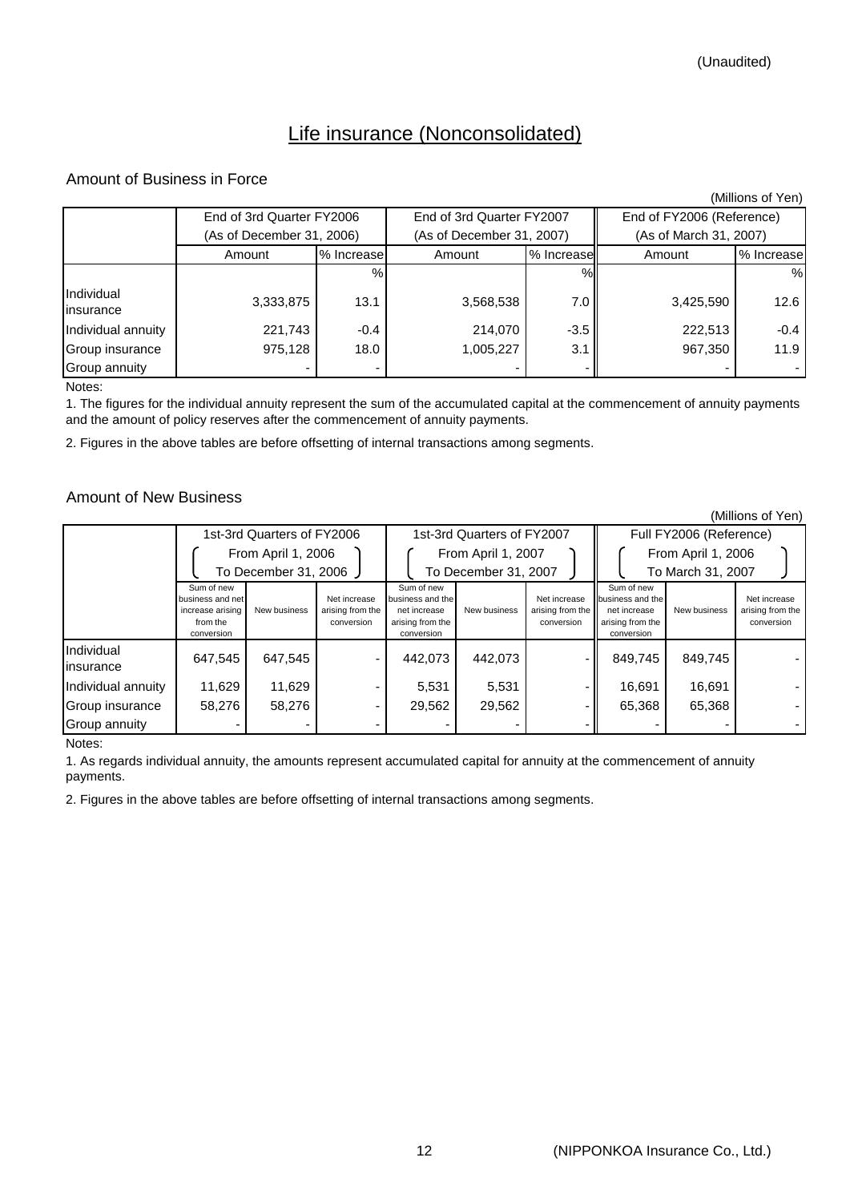(Unaudited)

# Life insurance (Nonconsolidated)

## Amount of Business in Force

(Millions of Yen)

| | End of 3rd Quarter FY2006 (As of December 31, 2006) | | End of 3rd Quarter FY2007 (As of December 31, 2007) | | End of FY2006 (Reference) (As of March 31, 2007) | |
|---|---|---|---|---|---|---|
| | Amount | % Increase | Amount | % Increase | Amount | % Increase |
| | | % | | % | | % |
| Individual insurance | 3,333,875 | 13.1 | 3,568,538 | 7.0 | 3,425,590 | 12.6 |
| Individual annuity | 221,743 | -0.4 | 214,070 | -3.5 | 222,513 | -0.4 |
| Group insurance | 975,128 | 18.0 | 1,005,227 | 3.1 | 967,350 | 11.9 |
| Group annuity | - | - | - | - | - | - |

Notes:

1. The figures for the individual annuity represent the sum of the accumulated capital at the commencement of annuity payments and the amount of policy reserves after the commencement of annuity payments.

2. Figures in the above tables are before offsetting of internal transactions among segments.

## Amount of New Business

(Millions of Yen)

| | 1st-3rd Quarters of FY2006 (From April 1, 2006 To December 31, 2006) | | | 1st-3rd Quarters of FY2007 (From April 1, 2007 To December 31, 2007) | | | Full FY2006 (Reference) (From April 1, 2006 To March 31, 2007) | | |
|---|---|---|---|---|---|---|---|---|---|
| | Sum of new business and net increase arising from the conversion | New business | Net increase arising from the conversion | Sum of new business and the net increase arising from the conversion | New business | Net increase arising from the conversion | Sum of new business and the net increase arising from the conversion | New business | Net increase arising from the conversion |
| Individual insurance | 647,545 | 647,545 | - | 442,073 | 442,073 | - | 849,745 | 849,745 | - |
| Individual annuity | 11,629 | 11,629 | - | 5,531 | 5,531 | - | 16,691 | 16,691 | - |
| Group insurance | 58,276 | 58,276 | - | 29,562 | 29,562 | - | 65,368 | 65,368 | - |
| Group annuity | - | - | - | - | - | - | - | - | - |

Notes:

1. As regards individual annuity, the amounts represent accumulated capital for annuity at the commencement of annuity payments.

2. Figures in the above tables are before offsetting of internal transactions among segments.

(NIPPONKOA Insurance Co., Ltd.)